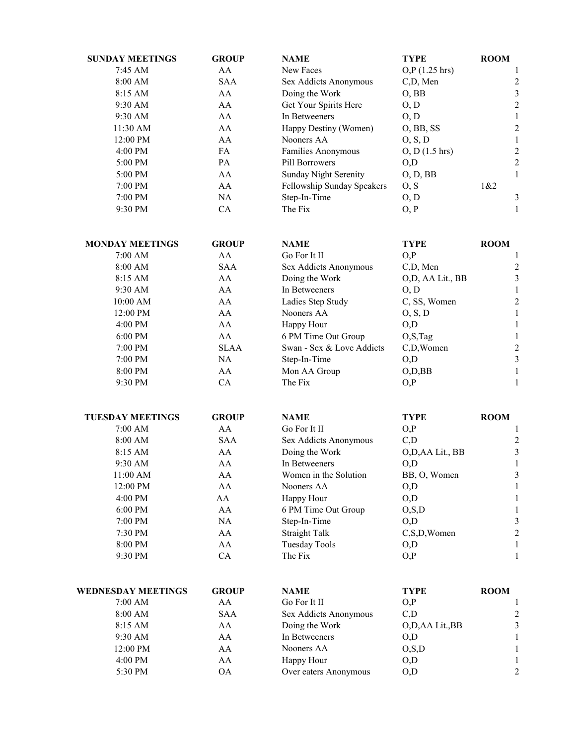| SUNDAY MEETINGS | GROUP | NAME | TYPE | ROOM |
|---|---|---|---|---|
| 7:45 AM | AA | New Faces | O,P (1.25 hrs) | 1 |
| 8:00 AM | SAA | Sex Addicts Anonymous | C,D, Men | 2 |
| 8:15 AM | AA | Doing the Work | O, BB | 3 |
| 9:30 AM | AA | Get Your Spirits Here | O, D | 2 |
| 9:30 AM | AA | In Betweeners | O, D | 1 |
| 11:30 AM | AA | Happy Destiny (Women) | O, BB, SS | 2 |
| 12:00 PM | AA | Nooners AA | O, S, D | 1 |
| 4:00 PM | FA | Families Anonymous | O, D (1.5 hrs) | 2 |
| 5:00 PM | PA | Pill Borrowers | O,D | 2 |
| 5:00 PM | AA | Sunday Night Serenity | O, D, BB | 1 |
| 7:00 PM | AA | Fellowship Sunday Speakers | O, S | 1&2 |
| 7:00 PM | NA | Step-In-Time | O, D | 3 |
| 9:30 PM | CA | The Fix | O, P | 1 |

| MONDAY MEETINGS | GROUP | NAME | TYPE | ROOM |
|---|---|---|---|---|
| 7:00 AM | AA | Go For It II | O,P | 1 |
| 8:00 AM | SAA | Sex Addicts Anonymous | C,D, Men | 2 |
| 8:15 AM | AA | Doing the Work | O,D, AA Lit., BB | 3 |
| 9:30 AM | AA | In Betweeners | O, D | 1 |
| 10:00 AM | AA | Ladies Step Study | C, SS, Women | 2 |
| 12:00 PM | AA | Nooners AA | O, S, D | 1 |
| 4:00 PM | AA | Happy Hour | O,D | 1 |
| 6:00 PM | AA | 6 PM Time Out Group | O,S,Tag | 1 |
| 7:00 PM | SLAA | Swan - Sex & Love Addicts | C,D,Women | 2 |
| 7:00 PM | NA | Step-In-Time | O,D | 3 |
| 8:00 PM | AA | Mon AA Group | O,D,BB | 1 |
| 9:30 PM | CA | The Fix | O,P | 1 |

| TUESDAY MEETINGS | GROUP | NAME | TYPE | ROOM |
|---|---|---|---|---|
| 7:00 AM | AA | Go For It II | O,P | 1 |
| 8:00 AM | SAA | Sex Addicts Anonymous | C,D | 2 |
| 8:15 AM | AA | Doing the Work | O,D,AA Lit., BB | 3 |
| 9:30 AM | AA | In Betweeners | O,D | 1 |
| 11:00 AM | AA | Women in the Solution | BB, O, Women | 3 |
| 12:00 PM | AA | Nooners AA | O,D | 1 |
| 4:00 PM | AA | Happy Hour | O,D | 1 |
| 6:00 PM | AA | 6 PM Time Out Group | O,S,D | 1 |
| 7:00 PM | NA | Step-In-Time | O,D | 3 |
| 7:30 PM | AA | Straight Talk | C,S,D,Women | 2 |
| 8:00 PM | AA | Tuesday Tools | O,D | 1 |
| 9:30 PM | CA | The Fix | O,P | 1 |

| WEDNESDAY MEETINGS | GROUP | NAME | TYPE | ROOM |
|---|---|---|---|---|
| 7:00 AM | AA | Go For It II | O,P | 1 |
| 8:00 AM | SAA | Sex Addicts Anonymous | C,D | 2 |
| 8:15 AM | AA | Doing the Work | O,D,AA Lit.,BB | 3 |
| 9:30 AM | AA | In Betweeners | O,D | 1 |
| 12:00 PM | AA | Nooners AA | O,S,D | 1 |
| 4:00 PM | AA | Happy Hour | O,D | 1 |
| 5:30 PM | OA | Over eaters Anonymous | O,D | 2 |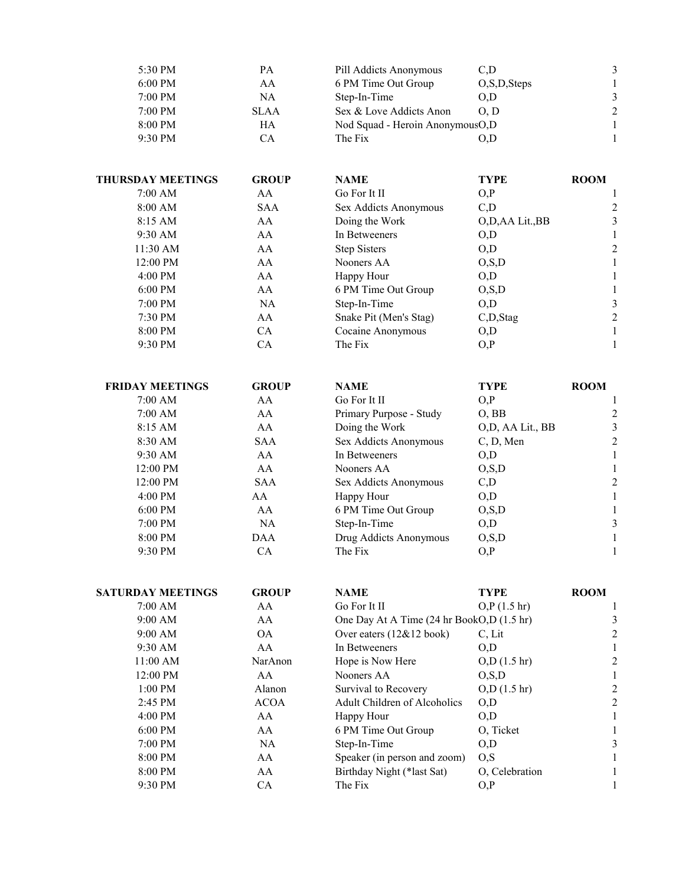| 5:30 PM | PA | Pill Addicts Anonymous | C,D | 3 |
|---|---|---|---|---|
| 6:00 PM | AA | 6 PM Time Out Group | O,S,D,Steps | 1 |
| 7:00 PM | NA | Step-In-Time | O,D | 3 |
| 7:00 PM | SLAA | Sex & Love Addicts Anon | O, D | 2 |
| 8:00 PM | HA | Nod Squad - Heroin Anonymous | O,D | 1 |
| 9:30 PM | CA | The Fix | O,D | 1 |

| THURSDAY MEETINGS | GROUP | NAME | TYPE | ROOM |
|---|---|---|---|---|
| 7:00 AM | AA | Go For It II | O,P | 1 |
| 8:00 AM | SAA | Sex Addicts Anonymous | C,D | 2 |
| 8:15 AM | AA | Doing the Work | O,D,AA Lit.,BB | 3 |
| 9:30 AM | AA | In Betweeners | O,D | 1 |
| 11:30 AM | AA | Step Sisters | O,D | 2 |
| 12:00 PM | AA | Nooners AA | O,S,D | 1 |
| 4:00 PM | AA | Happy Hour | O,D | 1 |
| 6:00 PM | AA | 6 PM Time Out Group | O,S,D | 1 |
| 7:00 PM | NA | Step-In-Time | O,D | 3 |
| 7:30 PM | AA | Snake Pit (Men's Stag) | C,D,Stag | 2 |
| 8:00 PM | CA | Cocaine Anonymous | O,D | 1 |
| 9:30 PM | CA | The Fix | O,P | 1 |

| FRIDAY MEETINGS | GROUP | NAME | TYPE | ROOM |
|---|---|---|---|---|
| 7:00 AM | AA | Go For It II | O,P | 1 |
| 7:00 AM | AA | Primary Purpose - Study | O, BB | 2 |
| 8:15 AM | AA | Doing the Work | O,D, AA Lit., BB | 3 |
| 8:30 AM | SAA | Sex Addicts Anonymous | C, D, Men | 2 |
| 9:30 AM | AA | In Betweeners | O,D | 1 |
| 12:00 PM | AA | Nooners AA | O,S,D | 1 |
| 12:00 PM | SAA | Sex Addicts Anonymous | C,D | 2 |
| 4:00 PM | AA | Happy Hour | O,D | 1 |
| 6:00 PM | AA | 6 PM Time Out Group | O,S,D | 1 |
| 7:00 PM | NA | Step-In-Time | O,D | 3 |
| 8:00 PM | DAA | Drug Addicts Anonymous | O,S,D | 1 |
| 9:30 PM | CA | The Fix | O,P | 1 |

| SATURDAY MEETINGS | GROUP | NAME | TYPE | ROOM |
|---|---|---|---|---|
| 7:00 AM | AA | Go For It II | O,P (1.5 hr) | 1 |
| 9:00 AM | AA | One Day At A Time (24 hr Book | O,D (1.5 hr) | 3 |
| 9:00 AM | OA | Over eaters (12&12 book) | C, Lit | 2 |
| 9:30 AM | AA | In Betweeners | O,D | 1 |
| 11:00 AM | NarAnon | Hope is Now Here | O,D (1.5 hr) | 2 |
| 12:00 PM | AA | Nooners AA | O,S,D | 1 |
| 1:00 PM | Alanon | Survival to Recovery | O,D (1.5 hr) | 2 |
| 2:45 PM | ACOA | Adult Children of Alcoholics | O,D | 2 |
| 4:00 PM | AA | Happy Hour | O,D | 1 |
| 6:00 PM | AA | 6 PM Time Out Group | O, Ticket | 1 |
| 7:00 PM | NA | Step-In-Time | O,D | 3 |
| 8:00 PM | AA | Speaker (in person and zoom) | O,S | 1 |
| 8:00 PM | AA | Birthday Night (*last Sat) | O, Celebration | 1 |
| 9:30 PM | CA | The Fix | O,P | 1 |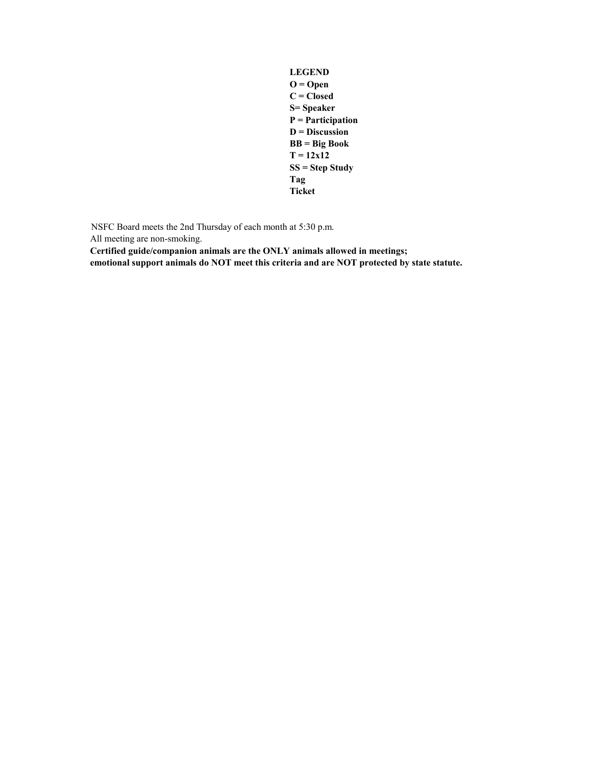**LEGEND**
**O = Open**
**C = Closed**
**S= Speaker**
**P = Participation**
**D = Discussion**
**BB = Big Book**
**T = 12x12**
**SS = Step Study**
**Tag**
**Ticket**

NSFC Board meets the 2nd Thursday of each month at 5:30 p.m.
All meeting are non-smoking.
**Certified guide/companion animals are the ONLY animals allowed in meetings;**
**emotional support animals do NOT meet this criteria and are NOT protected by state statute.**